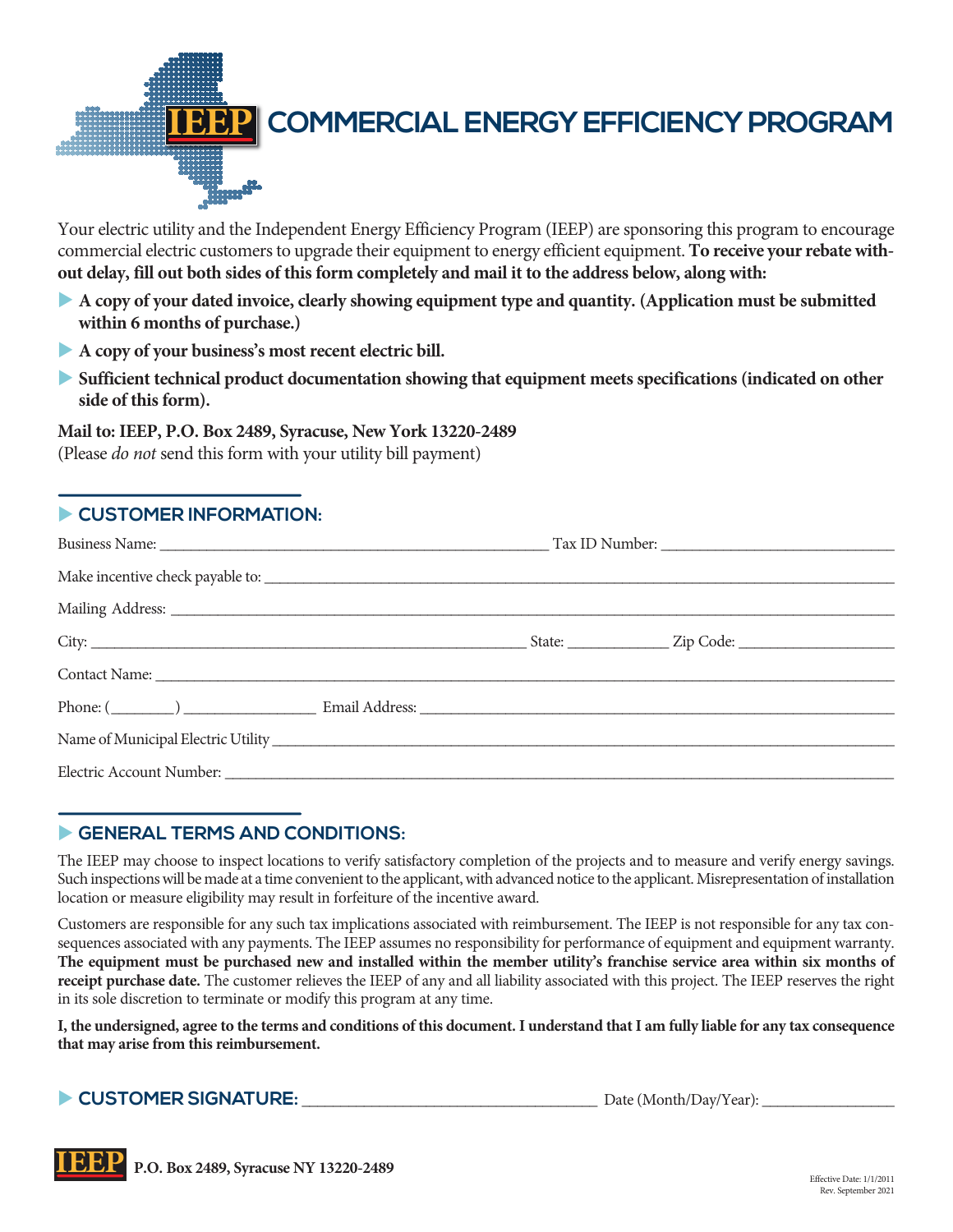# IEEP COMMERCIAL ENERGY EFFICIENCY PROGRAM

Your electric utility and the Independent Energy Efficiency Program (IEEP) are sponsoring this program to encourage commercial electric customers to upgrade their equipment to energy efficient equipment. **To receive your rebate without delay, fill out both sides of this form completely and mail it to the address below, along with:**

- **A copy of your dated invoice, clearly showing equipment type and quantity. (Application must be submitted within 6 months of purchase.)**
- **A copy of your business's most recent electric bill.**
- **Sufficient technical product documentation showing that equipment meets specifications (indicated on other side of this form).**

**Mail to: IEEP, P.O. Box 2489, Syracuse, New York 13220-2489**
(Please *do not* send this form with your utility bill payment)

## CUSTOMER INFORMATION:

Business Name: ______________________________ Tax ID Number: ______________________

Make incentive check payable to: ______________________________________________

Mailing Address: ______________________________________________

City: ______________________________ State: __________ Zip Code: ______________

Contact Name: ______________________________________________

Phone: (________) ______________ Email Address: ______________________________

Name of Municipal Electric Utility ______________________________________________

Electric Account Number: ______________________________________________

## GENERAL TERMS AND CONDITIONS:

The IEEP may choose to inspect locations to verify satisfactory completion of the projects and to measure and verify energy savings. Such inspections will be made at a time convenient to the applicant, with advanced notice to the applicant. Misrepresentation of installation location or measure eligibility may result in forfeiture of the incentive award.

Customers are responsible for any such tax implications associated with reimbursement. The IEEP is not responsible for any tax consequences associated with any payments. The IEEP assumes no responsibility for performance of equipment and equipment warranty. **The equipment must be purchased new and installed within the member utility's franchise service area within six months of receipt purchase date.** The customer relieves the IEEP of any and all liability associated with this project. The IEEP reserves the right in its sole discretion to terminate or modify this program at any time.

**I, the undersigned, agree to the terms and conditions of this document. I understand that I am fully liable for any tax consequence that may arise from this reimbursement.**

## CUSTOMER SIGNATURE: ______________________________ Date (Month/Day/Year): ______________

IEEP P.O. Box 2489, Syracuse NY 13220-2489

Effective Date: 1/1/2011
Rev. September 2021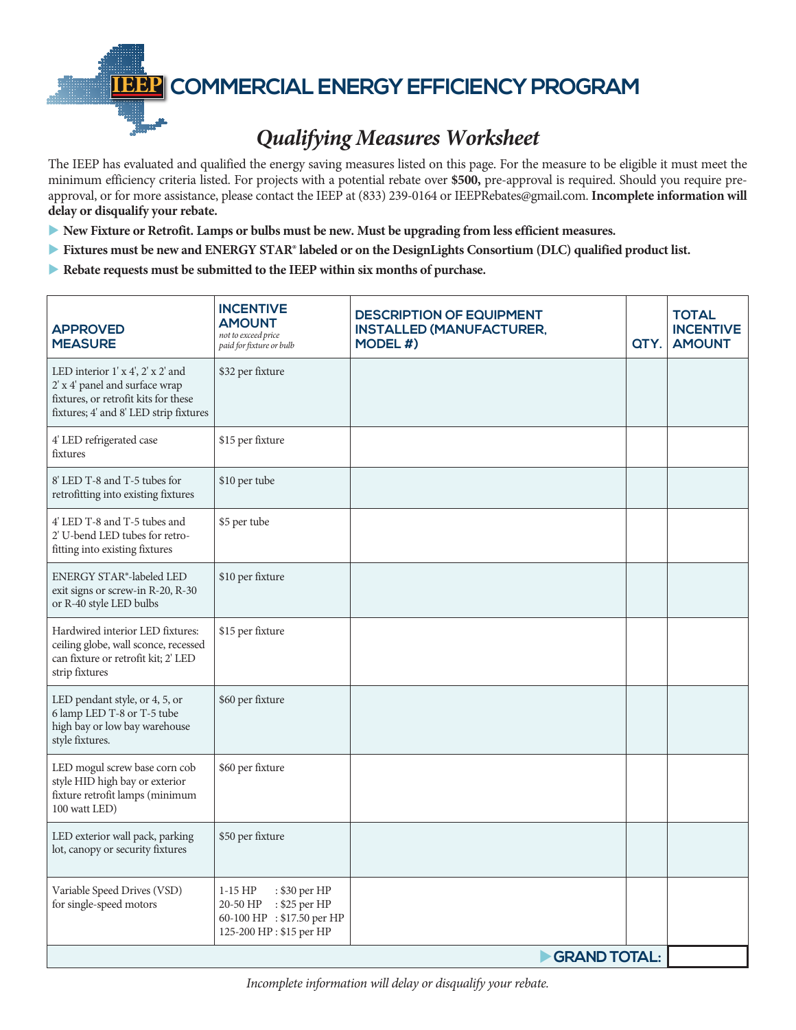# IEEP COMMERCIAL ENERGY EFFICIENCY PROGRAM

## *Qualifying Measures Worksheet*

The IEEP has evaluated and qualified the energy saving measures listed on this page. For the measure to be eligible it must meet the minimum efficiency criteria listed. For projects with a potential rebate over **$500,** pre-approval is required. Should you require pre-approval, or for more assistance, please contact the IEEP at (833) 239-0164 or IEEPRebates@gmail.com. **Incomplete information will delay or disqualify your rebate.**

- **New Fixture or Retrofit. Lamps or bulbs must be new. Must be upgrading from less efficient measures.**
- **Fixtures must be new and ENERGY STAR® labeled or on the DesignLights Consortium (DLC) qualified product list.**
- **Rebate requests must be submitted to the IEEP within six months of purchase.**

| APPROVED MEASURE | INCENTIVE AMOUNT *not to exceed price paid for fixture or bulb* | DESCRIPTION OF EQUIPMENT INSTALLED (MANUFACTURER, MODEL #) | QTY. | TOTAL INCENTIVE AMOUNT |
|---|---|---|---|---|
| LED interior 1' x 4', 2' x 2' and 2' x 4' panel and surface wrap fixtures, or retrofit kits for these fixtures; 4' and 8' LED strip fixtures | $32 per fixture | | | |
| 4' LED refrigerated case fixtures | $15 per fixture | | | |
| 8' LED T-8 and T-5 tubes for retrofitting into existing fixtures | $10 per tube | | | |
| 4' LED T-8 and T-5 tubes and 2' U-bend LED tubes for retro-fitting into existing fixtures | $5 per tube | | | |
| ENERGY STAR®-labeled LED exit signs or screw-in R-20, R-30 or R-40 style LED bulbs | $10 per fixture | | | |
| Hardwired interior LED fixtures: ceiling globe, wall sconce, recessed can fixture or retrofit kit; 2' LED strip fixtures | $15 per fixture | | | |
| LED pendant style, or 4, 5, or 6 lamp LED T-8 or T-5 tube high bay or low bay warehouse style fixtures. | $60 per fixture | | | |
| LED mogul screw base corn cob style HID high bay or exterior fixture retrofit lamps (minimum 100 watt LED) | $60 per fixture | | | |
| LED exterior wall pack, parking lot, canopy or security fixtures | $50 per fixture | | | |
| Variable Speed Drives (VSD) for single-speed motors | 1-15 HP : $30 per HP<br>20-50 HP : $25 per HP<br>60-100 HP : $17.50 per HP<br>125-200 HP : $15 per HP | | | |
| | | | **GRAND TOTAL:** | |

*Incomplete information will delay or disqualify your rebate.*